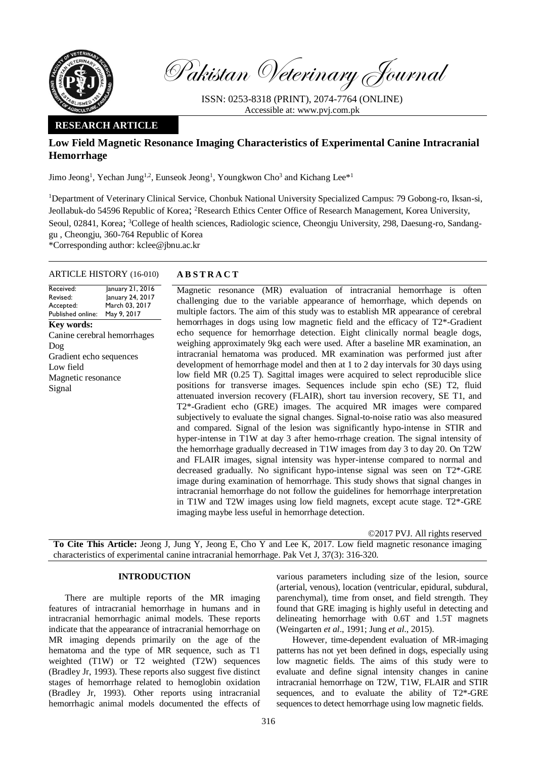Pakistan Veterinary Journal

ISSN: 0253-8318 (PRINT), 2074-7764 (ONLINE)
Accessible at: www.pvj.com.pk

**RESEARCH ARTICLE**

# Low Field Magnetic Resonance Imaging Characteristics of Experimental Canine Intracranial Hemorrhage

Jimo Jeong[1], Yechan Jung[1,2], Eunseok Jeong[1], Youngkwon Cho[3] and Kichang Lee*[1]

[1]Department of Veterinary Clinical Service, Chonbuk National University Specialized Campus: 79 Gobong-ro, Iksan-si, Jeollabuk-do 54596 Republic of Korea; [2]Research Ethics Center Office of Research Management, Korea University, Seoul, 02841, Korea; [3]College of health sciences, Radiologic science, Cheongju University, 298, Daesung-ro, Sandang-gu , Cheongju, 360-764 Republic of Korea

*Corresponding author: kclee@jbnu.ac.kr

**ARTICLE HISTORY (16-010)**

| | |
|---|---|
| Received: | January 21, 2016 |
| Revised: | January 24, 2017 |
| Accepted: | March 03, 2017 |
| Published online: | May 9, 2017 |

**Key words:**
Canine cerebral hemorrhages
Dog
Gradient echo sequences
Low field
Magnetic resonance
Signal

**ABSTRACT**

Magnetic resonance (MR) evaluation of intracranial hemorrhage is often challenging due to the variable appearance of hemorrhage, which depends on multiple factors. The aim of this study was to establish MR appearance of cerebral hemorrhages in dogs using low magnetic field and the efficacy of T2*-Gradient echo sequence for hemorrhage detection. Eight clinically normal beagle dogs, weighing approximately 9kg each were used. After a baseline MR examination, an intracranial hematoma was produced. MR examination was performed just after development of hemorrhage model and then at 1 to 2 day intervals for 30 days using low field MR (0.25 T). Sagittal images were acquired to select reproducible slice positions for transverse images. Sequences include spin echo (SE) T2, fluid attenuated inversion recovery (FLAIR), short tau inversion recovery, SE T1, and T2*-Gradient echo (GRE) images. The acquired MR images were compared subjectively to evaluate the signal changes. Signal-to-noise ratio was also measured and compared. Signal of the lesion was significantly hypo-intense in STIR and hyper-intense in T1W at day 3 after hemo-rrhage creation. The signal intensity of the hemorrhage gradually decreased in T1W images from day 3 to day 20. On T2W and FLAIR images, signal intensity was hyper-intense compared to normal and decreased gradually. No significant hypo-intense signal was seen on T2*-GRE image during examination of hemorrhage. This study shows that signal changes in intracranial hemorrhage do not follow the guidelines for hemorrhage interpretation in T1W and T2W images using low field magnets, except acute stage. T2*-GRE imaging maybe less useful in hemorrhage detection.

©2017 PVJ. All rights reserved

**To Cite This Article:** Jeong J, Jung Y, Jeong E, Cho Y and Lee K, 2017. Low field magnetic resonance imaging characteristics of experimental canine intracranial hemorrhage. Pak Vet J, 37(3): 316-320.

## INTRODUCTION

There are multiple reports of the MR imaging features of intracranial hemorrhage in humans and in intracranial hemorrhagic animal models. These reports indicate that the appearance of intracranial hemorrhage on MR imaging depends primarily on the age of the hematoma and the type of MR sequence, such as T1 weighted (T1W) or T2 weighted (T2W) sequences (Bradley Jr, 1993). These reports also suggest five distinct stages of hemorrhage related to hemoglobin oxidation (Bradley Jr, 1993). Other reports using intracranial hemorrhagic animal models documented the effects of various parameters including size of the lesion, source (arterial, venous), location (ventricular, epidural, subdural, parenchymal), time from onset, and field strength. They found that GRE imaging is highly useful in detecting and delineating hemorrhage with 0.6T and 1.5T magnets (Weingarten *et al*., 1991; Jung *et al*., 2015).

However, time-dependent evaluation of MR-imaging patterns has not yet been defined in dogs, especially using low magnetic fields. The aims of this study were to evaluate and define signal intensity changes in canine intracranial hemorrhage on T2W, T1W, FLAIR and STIR sequences, and to evaluate the ability of T2*-GRE sequences to detect hemorrhage using low magnetic fields.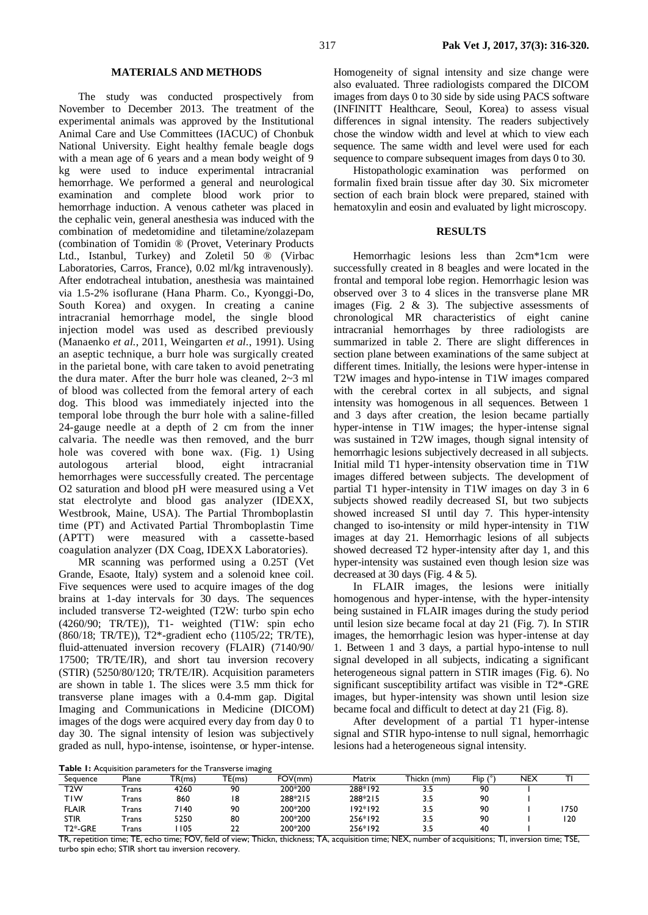## MATERIALS AND METHODS

The study was conducted prospectively from November to December 2013. The treatment of the experimental animals was approved by the Institutional Animal Care and Use Committees (IACUC) of Chonbuk National University. Eight healthy female beagle dogs with a mean age of 6 years and a mean body weight of 9 kg were used to induce experimental intracranial hemorrhage. We performed a general and neurological examination and complete blood work prior to hemorrhage induction. A venous catheter was placed in the cephalic vein, general anesthesia was induced with the combination of medetomidine and tiletamine/zolazepam (combination of Tomidin ® (Provet, Veterinary Products Ltd., Istanbul, Turkey) and Zoletil 50 ® (Virbac Laboratories, Carros, France), 0.02 ml/kg intravenously). After endotracheal intubation, anesthesia was maintained via 1.5-2% isoflurane (Hana Pharm. Co., Kyonggi-Do, South Korea) and oxygen. In creating a canine intracranial hemorrhage model, the single blood injection model was used as described previously (Manaenko *et al.*, 2011, Weingarten *et al.*, 1991). Using an aseptic technique, a burr hole was surgically created in the parietal bone, with care taken to avoid penetrating the dura mater. After the burr hole was cleaned, 2~3 ml of blood was collected from the femoral artery of each dog. This blood was immediately injected into the temporal lobe through the burr hole with a saline-filled 24-gauge needle at a depth of 2 cm from the inner calvaria. The needle was then removed, and the burr hole was covered with bone wax. (Fig. 1) Using autologous arterial blood, eight intracranial hemorrhages were successfully created. The percentage $O_2$ saturation and blood pH were measured using a Vet stat electrolyte and blood gas analyzer (IDEXX, Westbrook, Maine, USA). The Partial Thromboplastin time (PT) and Activated Partial Thromboplastin Time (APTT) were measured with a cassette-based coagulation analyzer (DX Coag, IDEXX Laboratories).

MR scanning was performed using a 0.25T (Vet Grande, Esaote, Italy) system and a solenoid knee coil. Five sequences were used to acquire images of the dog brains at 1-day intervals for 30 days. The sequences included transverse T2-weighted (T2W: turbo spin echo (4260/90; TR/TE)), T1- weighted (T1W: spin echo (860/18; TR/TE)), T2*-gradient echo (1105/22; TR/TE), fluid-attenuated inversion recovery (FLAIR) (7140/90/17500; TR/TE/IR), and short tau inversion recovery (STIR) (5250/80/120; TR/TE/IR). Acquisition parameters are shown in table 1. The slices were 3.5 mm thick for transverse plane images with a 0.4-mm gap. Digital Imaging and Communications in Medicine (DICOM) images of the dogs were acquired every day from day 0 to day 30. The signal intensity of lesion was subjectively graded as null, hypo-intense, isointense, or hyper-intense. Homogeneity of signal intensity and size change were also evaluated. Three radiologists compared the DICOM images from days 0 to 30 side by side using PACS software (INFINITT Healthcare, Seoul, Korea) to assess visual differences in signal intensity. The readers subjectively chose the window width and level at which to view each sequence. The same width and level were used for each sequence to compare subsequent images from days 0 to 30.

Histopathologic examination was performed on formalin fixed brain tissue after day 30. Six micrometer section of each brain block were prepared, stained with hematoxylin and eosin and evaluated by light microscopy.

## RESULTS

Hemorrhagic lesions less than 2cm*1cm were successfully created in 8 beagles and were located in the frontal and temporal lobe region. Hemorrhagic lesion was observed over 3 to 4 slices in the transverse plane MR images (Fig. 2 & 3). The subjective assessments of chronological MR characteristics of eight canine intracranial hemorrhages by three radiologists are summarized in table 2. There are slight differences in section plane between examinations of the same subject at different times. Initially, the lesions were hyper-intense in T2W images and hypo-intense in T1W images compared with the cerebral cortex in all subjects, and signal intensity was homogenous in all sequences. Between 1 and 3 days after creation, the lesion became partially hyper-intense in T1W images; the hyper-intense signal was sustained in T2W images, though signal intensity of hemorrhagic lesions subjectively decreased in all subjects. Initial mild T1 hyper-intensity observation time in T1W images differed between subjects. The development of partial T1 hyper-intensity in T1W images on day 3 in 6 subjects showed readily decreased SI, but two subjects showed increased SI until day 7. This hyper-intensity changed to iso-intensity or mild hyper-intensity in T1W images at day 21. Hemorrhagic lesions of all subjects showed decreased T2 hyper-intensity after day 1, and this hyper-intensity was sustained even though lesion size was decreased at 30 days (Fig. 4 & 5).

In FLAIR images, the lesions were initially homogenous and hyper-intense, with the hyper-intensity being sustained in FLAIR images during the study period until lesion size became focal at day 21 (Fig. 7). In STIR images, the hemorrhagic lesion was hyper-intense at day 1. Between 1 and 3 days, a partial hypo-intense to null signal developed in all subjects, indicating a significant heterogeneous signal pattern in STIR images (Fig. 6). No significant susceptibility artifact was visible in T2*-GRE images, but hyper-intensity was shown until lesion size became focal and difficult to detect at day 21 (Fig. 8).

After development of a partial T1 hyper-intense signal and STIR hypo-intense to null signal, hemorrhagic lesions had a heterogeneous signal intensity.

**Table 1:** Acquisition parameters for the Transverse imaging

| Sequence | Plane | TR(ms) | TE(ms) | FOV(mm) | Matrix | Thickn (mm) | Flip (°) | NEX | TI |
|---|---|---|---|---|---|---|---|---|---|
| T2W | Trans | 4260 | 90 | 200*200 | 288*192 | 3.5 | 90 | 1 | |
| T1W | Trans | 860 | 18 | 288*215 | 288*215 | 3.5 | 90 | 1 | |
| FLAIR | Trans | 7140 | 90 | 200*200 | 192*192 | 3.5 | 90 | 1 | 1750 |
| STIR | Trans | 5250 | 80 | 200*200 | 256*192 | 3.5 | 90 | 1 | 120 |
| T2*-GRE | Trans | 1105 | 22 | 200*200 | 256*192 | 3.5 | 40 | 1 | |

TR, repetition time; TE, echo time; FOV, field of view; Thickn, thickness; TA, acquisition time; NEX, number of acquisitions; TI, inversion time; TSE, turbo spin echo; STIR short tau inversion recovery.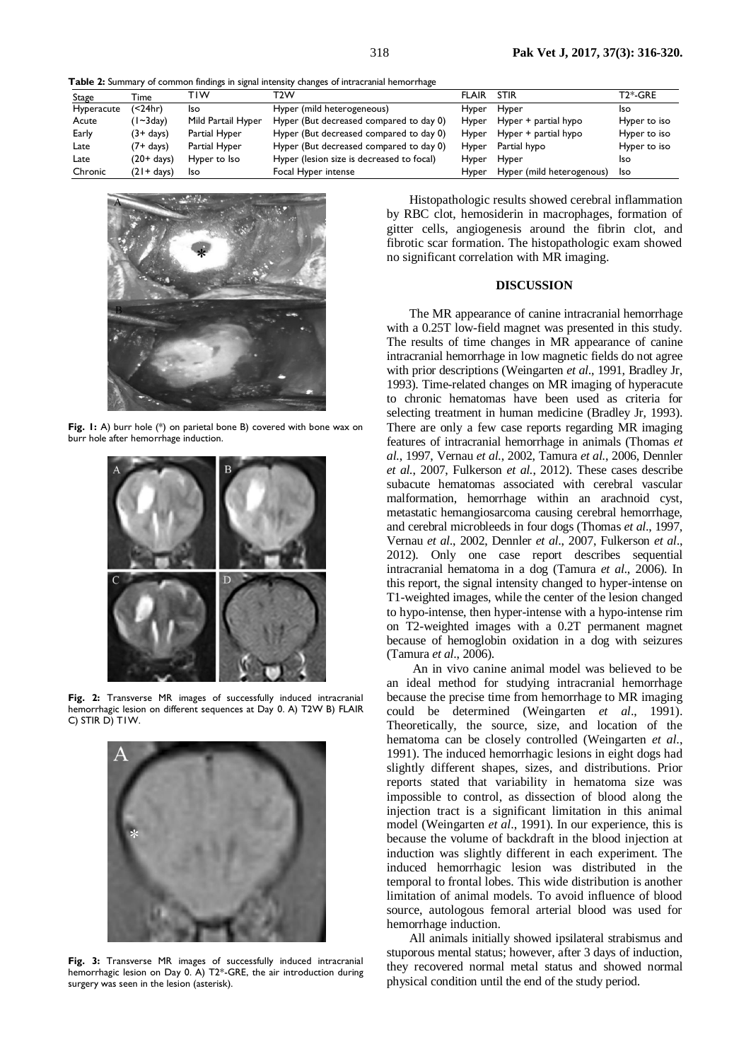**Table 2:** Summary of common findings in signal intensity changes of intracranial hemorrhage

| Stage | Time | T1W | T2W | FLAIR | STIR | T2*-GRE |
|---|---|---|---|---|---|---|
| Hyperacute | (<24hr) | Iso | Hyper (mild heterogeneous) | Hyper | Hyper | Iso |
| Acute | (1~3day) | Mild Partail Hyper | Hyper (But decreased compared to day 0) | Hyper | Hyper + partial hypo | Hyper to iso |
| Early | (3+ days) | Partial Hyper | Hyper (But decreased compared to day 0) | Hyper | Hyper + partial hypo | Hyper to iso |
| Late | (7+ days) | Partial Hyper | Hyper (But decreased compared to day 0) | Hyper | Partial hypo | Hyper to iso |
| Late | (20+ days) | Hyper to Iso | Hyper (lesion size is decreased to focal) | Hyper | Hyper | Iso |
| Chronic | (21+ days) | Iso | Focal Hyper intense | Hyper | Hyper (mild heterogenous) | Iso |

**Fig. 1:** A) burr hole (*) on parietal bone B) covered with bone wax on burr hole after hemorrhage induction.

**Fig. 2:** Transverse MR images of successfully induced intracranial hemorrhagic lesion on different sequences at Day 0. A) T2W B) FLAIR C) STIR D) T1W.

**Fig. 3:** Transverse MR images of successfully induced intracranial hemorrhagic lesion on Day 0. A) T2*-GRE, the air introduction during surgery was seen in the lesion (asterisk).

Histopathologic results showed cerebral inflammation by RBC clot, hemosiderin in macrophages, formation of gitter cells, angiogenesis around the fibrin clot, and fibrotic scar formation. The histopathologic exam showed no significant correlation with MR imaging.

## DISCUSSION

The MR appearance of canine intracranial hemorrhage with a 0.25T low-field magnet was presented in this study. The results of time changes in MR appearance of canine intracranial hemorrhage in low magnetic fields do not agree with prior descriptions (Weingarten *et al*., 1991, Bradley Jr, 1993). Time-related changes on MR imaging of hyperacute to chronic hematomas have been used as criteria for selecting treatment in human medicine (Bradley Jr, 1993). There are only a few case reports regarding MR imaging features of intracranial hemorrhage in animals (Thomas *et al.*, 1997, Vernau *et al.*, 2002, Tamura *et al.*, 2006, Dennler *et al.*, 2007, Fulkerson *et al.*, 2012). These cases describe subacute hematomas associated with cerebral vascular malformation, hemorrhage within an arachnoid cyst, metastatic hemangiosarcoma causing cerebral hemorrhage, and cerebral microbleeds in four dogs (Thomas *et al*., 1997, Vernau *et al*., 2002, Dennler *et al*., 2007, Fulkerson *et al*., 2012). Only one case report describes sequential intracranial hematoma in a dog (Tamura *et al*., 2006). In this report, the signal intensity changed to hyper-intense on T1-weighted images, while the center of the lesion changed to hypo-intense, then hyper-intense with a hypo-intense rim on T2-weighted images with a 0.2T permanent magnet because of hemoglobin oxidation in a dog with seizures (Tamura *et al*., 2006).

An in vivo canine animal model was believed to be an ideal method for studying intracranial hemorrhage because the precise time from hemorrhage to MR imaging could be determined (Weingarten *et al*., 1991). Theoretically, the source, size, and location of the hematoma can be closely controlled (Weingarten *et al*., 1991). The induced hemorrhagic lesions in eight dogs had slightly different shapes, sizes, and distributions. Prior reports stated that variability in hematoma size was impossible to control, as dissection of blood along the injection tract is a significant limitation in this animal model (Weingarten *et al*., 1991). In our experience, this is because the volume of backdraft in the blood injection at induction was slightly different in each experiment. The induced hemorrhagic lesion was distributed in the temporal to frontal lobes. This wide distribution is another limitation of animal models. To avoid influence of blood source, autologous femoral arterial blood was used for hemorrhage induction.

All animals initially showed ipsilateral strabismus and stuporous mental status; however, after 3 days of induction, they recovered normal metal status and showed normal physical condition until the end of the study period.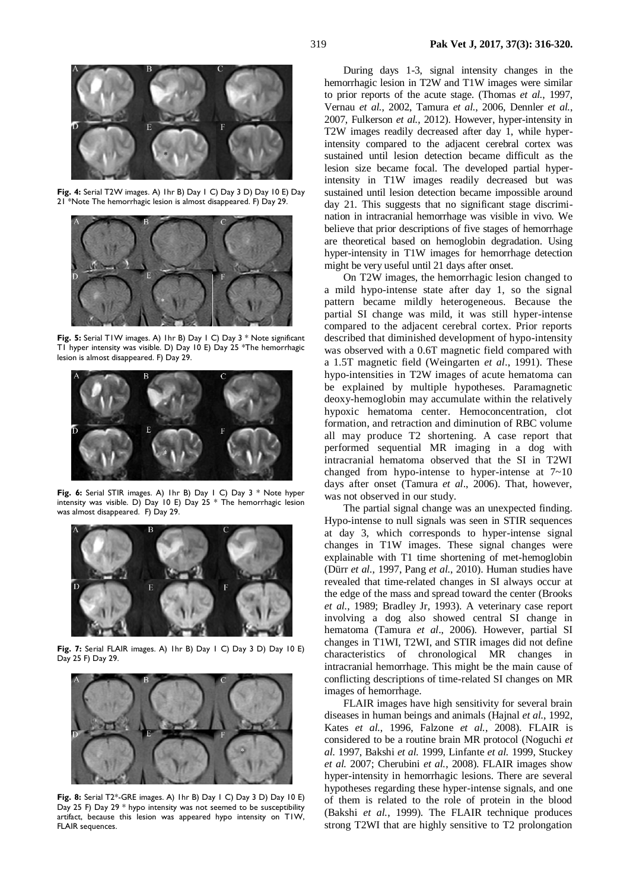**Fig. 4:** Serial T2W images. A) 1hr B) Day 1 C) Day 3 D) Day 10 E) Day 21 *Note The hemorrhagic lesion is almost disappeared. F) Day 29.

**Fig. 5:** Serial T1W images. A) 1hr B) Day 1 C) Day 3 * Note significant T1 hyper intensity was visible. D) Day 10 E) Day 25 *The hemorrhagic lesion is almost disappeared. F) Day 29.

**Fig. 6:** Serial STIR images. A) 1hr B) Day 1 C) Day 3 * Note hyper intensity was visible. D) Day 10 E) Day 25 * The hemorrhagic lesion was almost disappeared. F) Day 29.

**Fig. 7:** Serial FLAIR images. A) 1hr B) Day 1 C) Day 3 D) Day 10 E) Day 25 F) Day 29.

**Fig. 8:** Serial T2*-GRE images. A) 1hr B) Day 1 C) Day 3 D) Day 10 E) Day 25 F) Day 29 * hypo intensity was not seemed to be susceptibility artifact, because this lesion was appeared hypo intensity on T1W, FLAIR sequences.

During days 1-3, signal intensity changes in the hemorrhagic lesion in T2W and T1W images were similar to prior reports of the acute stage. (Thomas *et al.*, 1997, Vernau *et al.*, 2002, Tamura *et al.*, 2006, Dennler *et al.*, 2007, Fulkerson *et al.*, 2012). However, hyper-intensity in T2W images readily decreased after day 1, while hyper-intensity compared to the adjacent cerebral cortex was sustained until lesion detection became difficult as the lesion size became focal. The developed partial hyper-intensity in T1W images readily decreased but was sustained until lesion detection became impossible around day 21. This suggests that no significant stage discrimination in intracranial hemorrhage was visible in vivo. We believe that prior descriptions of five stages of hemorrhage are theoretical based on hemoglobin degradation. Using hyper-intensity in T1W images for hemorrhage detection might be very useful until 21 days after onset.

On T2W images, the hemorrhagic lesion changed to a mild hypo-intense state after day 1, so the signal pattern became mildly heterogeneous. Because the partial SI change was mild, it was still hyper-intense compared to the adjacent cerebral cortex. Prior reports described that diminished development of hypo-intensity was observed with a 0.6T magnetic field compared with a 1.5T magnetic field (Weingarten *et al*., 1991). These hypo-intensities in T2W images of acute hematoma can be explained by multiple hypotheses. Paramagnetic deoxy-hemoglobin may accumulate within the relatively hypoxic hematoma center. Hemoconcentration, clot formation, and retraction and diminution of RBC volume all may produce T2 shortening. A case report that performed sequential MR imaging in a dog with intracranial hematoma observed that the SI in T2WI changed from hypo-intense to hyper-intense at 7~10 days after onset (Tamura *et al*., 2006). That, however, was not observed in our study.

The partial signal change was an unexpected finding. Hypo-intense to null signals was seen in STIR sequences at day 3, which corresponds to hyper-intense signal changes in T1W images. These signal changes were explainable with T1 time shortening of met-hemoglobin (Dürr *et al*., 1997, Pang *et al*., 2010). Human studies have revealed that time-related changes in SI always occur at the edge of the mass and spread toward the center (Brooks *et al.*, 1989; Bradley Jr, 1993). A veterinary case report involving a dog also showed central SI change in hematoma (Tamura *et al*., 2006). However, partial SI changes in T1WI, T2WI, and STIR images did not define characteristics of chronological MR changes in intracranial hemorrhage. This might be the main cause of conflicting descriptions of time-related SI changes on MR images of hemorrhage.

FLAIR images have high sensitivity for several brain diseases in human beings and animals (Hajnal *et al.*, 1992, Kates *et al.*, 1996, Falzone *et al.*, 2008). FLAIR is considered to be a routine brain MR protocol (Noguchi *et al.* 1997, Bakshi *et al.* 1999, Linfante *et al.* 1999, Stuckey *et al.* 2007; Cherubini *et al.*, 2008). FLAIR images show hyper-intensity in hemorrhagic lesions. There are several hypotheses regarding these hyper-intense signals, and one of them is related to the role of protein in the blood (Bakshi *et al.*, 1999). The FLAIR technique produces strong T2WI that are highly sensitive to T2 prolongation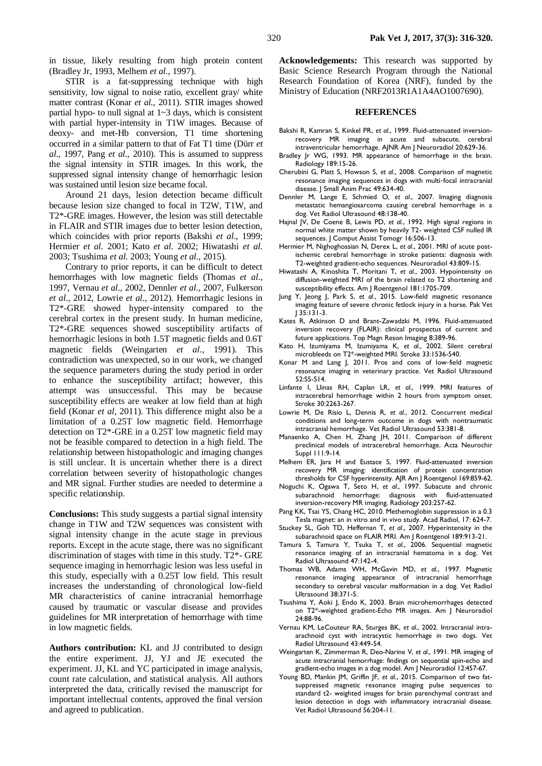in tissue, likely resulting from high protein content (Bradley Jr, 1993, Melhem *et al.*, 1997).

STIR is a fat-suppressing technique with high sensitivity, low signal to noise ratio, excellent gray/ white matter contrast (Konar *et al.*, 2011). STIR images showed partial hypo- to null signal at 1~3 days, which is consistent with partial hyper-intensity in T1W images. Because of deoxy- and met-Hb conversion, T1 time shortening occurred in a similar pattern to that of Fat T1 time (Dürr *et al*., 1997, Pang *et al*., 2010). This is assumed to suppress the signal intensity in STIR images. In this work, the suppressed signal intensity change of hemorrhagic lesion was sustained until lesion size became focal.

Around 21 days, lesion detection became difficult because lesion size changed to focal in T2W, T1W, and T2*-GRE images. However, the lesion was still detectable in FLAIR and STIR images due to better lesion detection, which coincides with prior reports (Bakshi *et al*., 1999; Hermier *et al.* 2001; Kato *et al.* 2002; Hiwatashi *et al.* 2003; Tsushima *et al.* 2003; Young *et al*., 2015).

Contrary to prior reports, it can be difficult to detect hemorrhages with low magnetic fields (Thomas *et al*., 1997, Vernau *et al*., 2002, Dennler *et al*., 2007, Fulkerson *et al*., 2012, Lowrie *et al*., 2012). Hemorrhagic lesions in T2*-GRE showed hyper-intensity compared to the cerebral cortex in the present study. In human medicine, T2*-GRE sequences showed susceptibility artifacts of hemorrhagic lesions in both 1.5T magnetic fields and 0.6T magnetic fields (Weingarten *et al.*, 1991). This contradiction was unexpected, so in our work, we changed the sequence parameters during the study period in order to enhance the susceptibility artifact; however, this attempt was unsuccessful. This may be because susceptibility effects are weaker at low field than at high field (Konar *et al*, 2011). This difference might also be a limitation of a 0.25T low magnetic field. Hemorrhage detection on T2*-GRE in a 0.25T low magnetic field may not be feasible compared to detection in a high field. The relationship between histopathologic and imaging changes is still unclear. It is uncertain whether there is a direct correlation between severity of histopathologic changes and MR signal. Further studies are needed to determine a specific relationship.

**Conclusions:** This study suggests a partial signal intensity change in T1W and T2W sequences was consistent with signal intensity change in the acute stage in previous reports. Except in the acute stage, there was no significant discrimination of stages with time in this study. T2*- GRE sequence imaging in hemorrhagic lesion was less useful in this study, especially with a 0.25T low field. This result increases the understanding of chronological low-field MR characteristics of canine intracranial hemorrhage caused by traumatic or vascular disease and provides guidelines for MR interpretation of hemorrhage with time in low magnetic fields.

**Authors contribution:** KL and JJ contributed to design the entire experiment. JJ, YJ and JE executed the experiment. JJ, KL and YC participated in image analysis, count rate calculation, and statistical analysis. All authors interpreted the data, critically revised the manuscript for important intellectual contents, approved the final version and agreed to publication.

**Acknowledgements:** This research was supported by Basic Science Research Program through the National Research Foundation of Korea (NRF), funded by the Ministry of Education (NRF2013R1A1A4AO1007690).

## REFERENCES

Bakshi R, Kamran S, Kinkel PR, *et al*., 1999. Fluid-attenuated inversion-recovery MR imaging in acute and subacute, cerebral intraventricular hemorrhage. AJNR Am J Neuroradiol 20:629-36.

Bradley Jr WG, 1993. MR appearance of hemorrhage in the brain. Radiology 189:15-26.

Cherubini G, Platt S, Howson S, *et al*., 2008. Comparison of magnetic resonance imaging sequences in dogs with multi-focal intracranial disease. J Small Anim Prac 49:634-40.

Dennler M, Lange E, Schmied O, *et al*., 2007. Imaging diagnosis metastatic hemangiosarcoma causing cerebral hemorrhage in a dog. Vet Radiol Ultrasound 48:138-40.

Hajnal JV, De Coene B, Lewis PD, *et al*., 1992. High signal regions in normal white matter shown by heavily T2- weighted CSF nulled IR sequences. J Comput Assist Tomogr 16:506-13.

Hermier M, Nighoghossian N, Derex L, *et al*., 2001. MRI of acute post-ischemic cerebral hemorrhage in stroke patients: diagnosis with T2-weighted gradient-echo sequences. Neuroradiol 43:809-15.

Hiwatashi A, Kinoshita T, Moritani T, *et al*., 2003. Hypointensity on diffusion-weighted MRI of the brain related to T2 shortening and susceptibility effects. Am J Roentgenol 181:1705-709.

Jung Y, Jeong J, Park S, *et al*., 2015. Low-field magnetic resonance imaging feature of severe chronic fetlock injury in a horse. Pak Vet J 35:131-3.

Kates R, Atkinson D and Brant-Zawadzki M, 1996. Fluid-attenuated inversion recovery (FLAIR): clinical prospectus of current and future applications. Top Magn Reson Imaging 8:389-96.

Kato H, Izumiyama M, Izumiyama K, *et al*., 2002. Silent cerebral microbleeds on T2*-weighted MRI. Stroke 33:1536-540.

Konar M and Lang J, 2011. Pros and cons of low-field magnetic resonance imaging in veterinary practice. Vet Radiol Ultrasound 52:S5-S14.

Linfante I, Llinas RH, Caplan LR, *et al*., 1999. MRI features of intracerebral hemorrhage within 2 hours from symptom onset. Stroke 30:2263-267.

Lowrie M, De Risio L, Dennis R, *et al*., 2012. Concurrent medical conditions and long-term outcome in dogs with nontraumatic intracranial hemorrhage. Vet Radiol Ultrasound 53:381-8.

Manaenko A, Chen H, Zhang JH, 2011. Comparison of different preclinical models of intracerebral hemorrhage. Acta Neurochir Suppl 111:9-14.

Melhem ER, Jara H and Eustace S, 1997. Fluid-attenuated inversion recovery MR imaging: identification of protein concentration thresholds for CSF hyperintensity. AJR Am J Roentgenol 169:859-62.

Noguchi K, Ogawa T, Seto H, *et al*., 1997. Subacute and chronic subarachnoid hemorrhage: diagnosis with fluid-attenuated inversion-recovery MR imaging. Radiology 203:257-62.

Pang KK, Tsai YS, Chang HC, 2010. Methemoglobin suppression in a 0.3 Tesla magnet: an in vitro and in vivo study. Acad Radiol, 17: 624-7.

Stuckey SL, Goh TD, Heffernan T, *et al*., 2007. Hyperintensity in the subarachnoid space on FLAIR MRI. Am J Roentgenol 189:913-21.

Tamura S, Tamura Y, Tsuka T, *et al*., 2006. Sequential magnetic resonance imaging of an intracranial hematoma in a dog. Vet Radiol Ultrasound 47:142-4.

Thomas WB, Adams WH, McGavin MD, *et al*., 1997. Magnetic resonance imaging appearance of intracranial hemorrhage secondary to cerebral vascular malformation in a dog. Vet Radiol Ultrasound 38:371-5.

Tsushima Y, Aoki J, Endo K, 2003. Brain microhemorrhages detected on T2*-weighted gradient-Echo MR images. Am J Neuroradiol 24:88-96.

Vernau KM, LeCouteur RA, Sturges BK, *et al*., 2002. Intracranial intra-arachnoid cyst with intracystic hemorrhage in two dogs. Vet Radiol Ultrasound 43:449-54.

Weingarten K, Zimmerman R, Deo-Narine V, *et al*., 1991. MR imaging of acute intracranial hemorrhage: findings on sequential spin-echo and gradient-echo images in a dog model. Am J Neuroradiol 12:457-67.

Young BD, Mankin JM, Griffin JF, *et al*., 2015. Comparison of two fat-suppressed magnetic resonance imaging pulse sequences to standard t2- weighted images for brain parenchymal contrast and lesion detection in dogs with inflammatory intracranial disease. Vet Radiol Ultrasound 56:204-11.